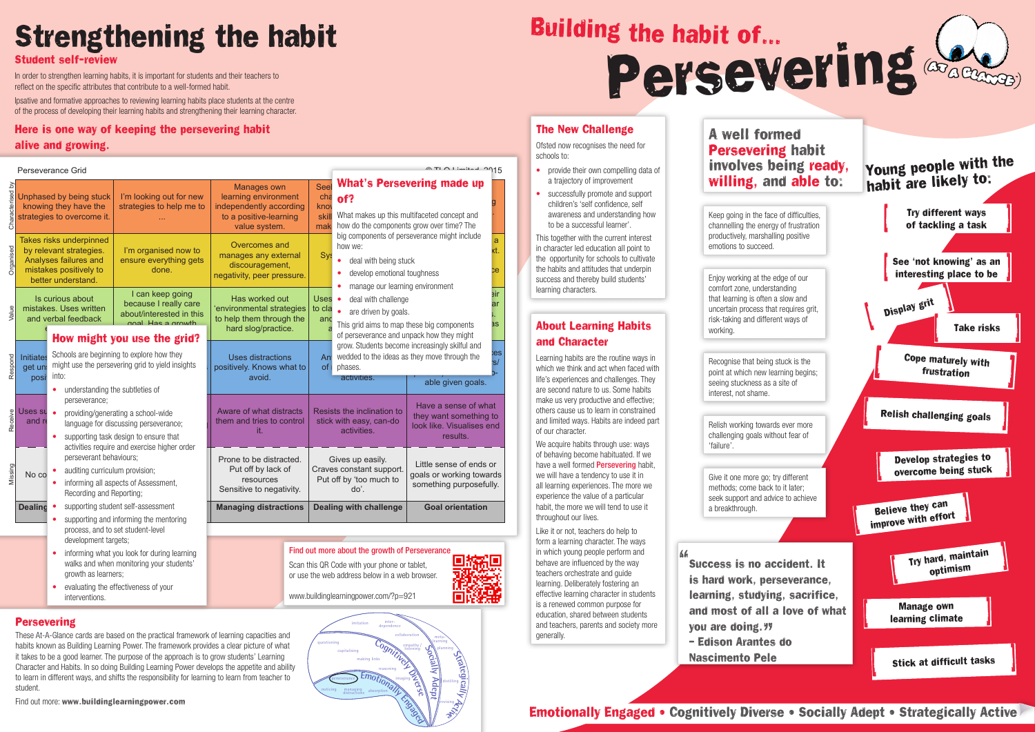# Strengthening the habit

## Student self-review

In order to strengthen learning habits, it is important for students and their teachers to reflect on the specific attributes that contribute to a well-formed habit.

Ipsative and formative approaches to reviewing learning habits place students at the centre of the process of developing their learning habits and strengthening their learning character.

### Here is one way of keeping the persevering habit alive and growing.

Perseverance Grid © TLO Limited 2015

| | Dealing... | | Managing distractions | Dealing with challenge | Goal orientation |
|---|---|---|---|---|---|
| Characterised by | Unphased by being stuck knowing they have the strategies to overcome it. | I'm looking out for new strategies to help me to ... | Manages own learning environment independently according to a positive-learning value system. | See... cha... kno... skill... mak... | ...g |
| Organised | Takes risks underpinned by relevant strategies. Analyses failures and mistakes positively to better understand. | I'm organised now to ensure everything gets done. | Overcomes and manages any external discouragement, negativity, peer pressure. | Sys... | ...a ...xt. ...ce |
| Value | Is curious about mistakes. Uses written and verbal feedback ... | I can keep going because I really care about/interested in this goal. Has a growth ... | Has worked out 'environmental strategies' to help them through the hard slog/practice. | Uses ... to cla... and ... a... | ...eir ...ar ... ...as |
| Respond | Initiates ... get un... posi... | | Uses distractions positively. Knows what to avoid. | An... of ... activities. | ...es ...s/ ...o- able given goals. |
| Receive | Uses su... and re... | | Aware of what distracts them and tries to control it. | Resists the inclination to stick with easy, can-do activities. | Have a sense of what they want something to look like. Visualises end results. |
| Missing | No co... | | Prone to be distracted. Put off by lack of resources Sensitive to negativity. | Gives up easily. Craves constant support. Put off by 'too much to do'. | Little sense of ends or goals or working towards something purposefully. |

### What's Persevering made up of?

What makes up this multifaceted concept and how do the components grow over time? The big components of perseverance might include how we:

- deal with being stuck
- develop emotional toughness
- manage our learning environment
- deal with challenge
- are driven by goals.

This grid aims to map these big components of perseverance and unpack how they might grow. Students become increasingly skilful and wedded to the ideas as they move through the phases.

### How might you use the grid?

Schools are beginning to explore how they might use the perseverance grid to yield insights into:

- understanding the subtleties of perseverance;
- providing/generating a school-wide language for discussing perseverance;
- supporting task design to ensure that activities require and exercise higher order perseverant behaviours;
- auditing curriculum provision;
- informing all aspects of Assessment, Recording and Reporting;
- supporting student self-assessment
- supporting and informing the mentoring process, and to set student-level development targets;
- informing what you look for during learning walks and when monitoring your students' growth as learners;
- evaluating the effectiveness of your interventions.

**Find out more about the growth of Perseverance**

Scan this QR Code with your phone or tablet, or use the web address below in a web browser.

www.buildinglearningpower.com/?p=921

## Persevering

These At-A-Glance cards are based on the practical framework of learning capacities and habits known as Building Learning Power. The framework provides a clear picture of what it takes to be a good learner. The purpose of the approach is to grow students' Learning Character and Habits. In so doing Building Learning Power develops the appetite and ability to learn in different ways, and shifts the responsibility for learning to learn from teacher to student.

Find out more: **www.buildinglearningpower.com**

# Building the habit of... Persevering (At a glance)

## The New Challenge

Ofsted now recognises the need for schools to:

- provide their own compelling data of a trajectory of improvement
- successfully promote and support children's 'self confidence, self awareness and understanding how to be a successful learner'.

This together with the current interest in character led education all point to the opportunity for schools to cultivate the habits and attitudes that underpin success and thereby build students' learning characters.

## About Learning Habits and Character

Learning habits are the routine ways in which we think and act when faced with life's experiences and challenges. They are second nature to us. Some habits make us very productive and effective; others cause us to learn in constrained and limited ways. Habits are indeed part of our character.

We acquire habits through use: ways of behaving become habituated. If we have a well formed **Persevering** habit, we will have a tendency to use it in all learning experiences. The more we experience the value of a particular habit, the more we will tend to use it throughout our lives.

Like it or not, teachers do help to form a learning character. The ways in which young people perform and behave are influenced by the way teachers orchestrate and guide learning. Deliberately fostering an effective learning character in students is a renewed common purpose for education, shared between students and teachers, parents and society more generally.

## A well formed Persevering habit involves being ready, willing, and able to:

- Keep going in the face of difficulties, channelling the energy of frustration productively, marshalling positive emotions to succeed.
- Enjoy working at the edge of our comfort zone, understanding that learning is often a slow and uncertain process that requires grit, risk-taking and different ways of working.
- Recognise that being stuck is the point at which new learning begins; seeing stuckness as a site of interest, not shame.
- Relish working towards ever more challenging goals without fear of 'failure'.
- Give it one more go; try different methods; come back to it later; seek support and advice to achieve a breakthrough.

> "Success is no accident. It is hard work, perseverance, learning, studying, sacrifice, and most of all a love of what you are doing."
> – Edison Arantes do Nascimento Pele

## Young people with the habit are likely to:

- Try different ways of tackling a task
- See 'not knowing' as an interesting place to be
- Display grit
- Take risks
- Cope maturely with frustration
- Relish challenging goals
- Develop strategies to overcome being stuck
- Believe they can improve with effort
- Try hard, maintain optimism
- Manage own learning climate
- Stick at difficult tasks

**Emotionally Engaged • Cognitively Diverse • Socially Adept • Strategically Active**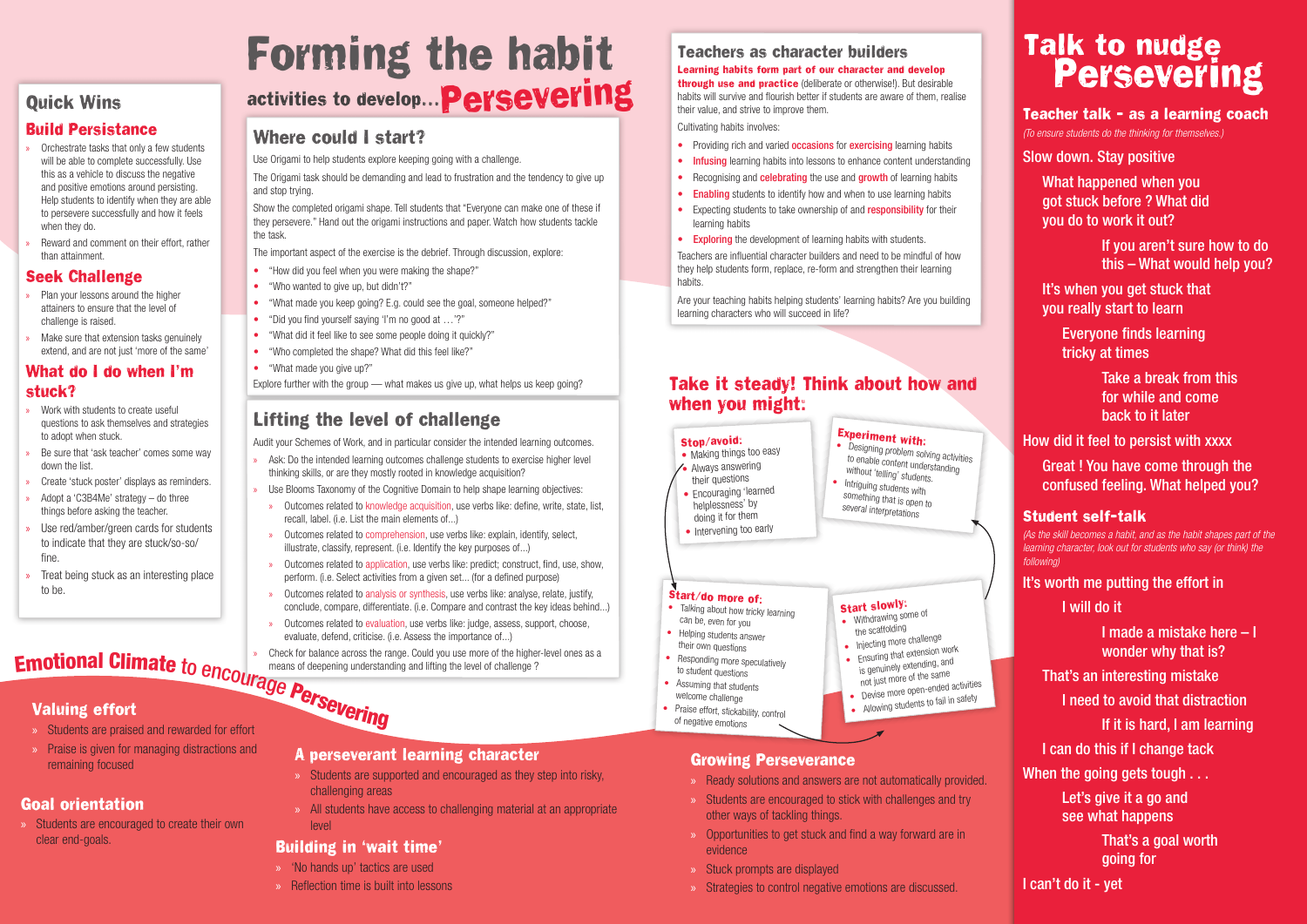# Forming the habit

## activities to develop... Persevering

## Quick Wins

### Build Persistance

- Orchestrate tasks that only a few students will be able to complete successfully. Use this as a vehicle to discuss the negative and positive emotions around persisting. Help students to identify when they are able to persevere successfully and how it feels when they do.
- Reward and comment on their effort, rather than attainment.

### Seek Challenge

- Plan your lessons around the higher attainers to ensure that the level of challenge is raised.
- Make sure that extension tasks genuinely extend, and are not just 'more of the same'

### What do I do when I'm stuck?

- Work with students to create useful questions to ask themselves and strategies to adopt when stuck.
- Be sure that 'ask teacher' comes some way down the list.
- Create 'stuck poster' displays as reminders.
- Adopt a 'C3B4Me' strategy – do three things before asking the teacher.
- Use red/amber/green cards for students to indicate that they are stuck/so-so/fine.
- Treat being stuck as an interesting place to be.

## Where could I start?

Use Origami to help students explore keeping going with a challenge.

The Origami task should be demanding and lead to frustration and the tendency to give up and stop trying.

Show the completed origami shape. Tell students that "Everyone can make one of these if they persevere." Hand out the origami instructions and paper. Watch how students tackle the task.

The important aspect of the exercise is the debrief. Through discussion, explore:

- "How did you feel when you were making the shape?"
- "Who wanted to give up, but didn't?"
- "What made you keep going? E.g. could see the goal, someone helped?"
- "Did you find yourself saying 'I'm no good at …'?"
- "What did it feel like to see some people doing it quickly?"
- "Who completed the shape? What did this feel like?"
- "What made you give up?"

Explore further with the group — what makes us give up, what helps us keep going?

## Lifting the level of challenge

Audit your Schemes of Work, and in particular consider the intended learning outcomes.

- Ask: Do the intended learning outcomes challenge students to exercise higher level thinking skills, or are they mostly rooted in knowledge acquisition?
- Use Bloom's Taxonomy of the Cognitive Domain to help shape learning objectives:
  - Outcomes related to knowledge acquisition, use verbs like: define, write, state, list, recall, label. (i.e. List the main elements of...)
  - Outcomes related to comprehension, use verbs like: explain, identify, select, illustrate, classify, represent. (i.e. Identify the key purposes of...)
  - Outcomes related to application, use verbs like: predict; construct, find, use, show, perform. (i.e. Select activities from a given set... (for a defined purpose)
  - Outcomes related to analysis or synthesis, use verbs like: analyse, relate, justify, conclude, compare, differentiate. (i.e. Compare and contrast the key ideas behind...)
  - Outcomes related to evaluation, use verbs like: judge, assess, support, choose, evaluate, defend, criticise. (i.e. Assess the importance of...)
- Check for balance across the range. Could you use more of the higher-level ones as a means of deepening understanding and lifting the level of challenge ?

## Teachers as character builders

**Learning habits form part of our character and develop through use and practice** (deliberate or otherwise!). But desirable habits will survive and flourish better if students are aware of them, realise their value, and strive to improve them.

Cultivating habits involves:

- Providing rich and varied occasions for exercising learning habits
- Infusing learning habits into lessons to enhance content understanding
- Recognising and celebrating the use and growth of learning habits
- Enabling students to identify how and when to use learning habits
- Expecting students to take ownership of and responsibility for their learning habits
- Exploring the development of learning habits with students.

Teachers are influential character builders and need to be mindful of how they help students form, replace, re-form and strengthen their learning habits.

Are your teaching habits helping students' learning habits? Are you building learning characters who will succeed in life?

## Take it steady! Think about how and when you might:

**Stop/avoid:**
- Making things too easy
- Always answering their questions
- Encouraging 'learned helplessness' by doing it for them
- Intervening too early

**Experiment with:**
- Designing problem solving activities to enable content understanding without 'telling' students.
- Intriguing students with something that is open to several interpretations

**Start/do more of:**
- Talking about how tricky learning can be, even for you
- Helping students answer their own questions
- Responding more speculatively to student questions
- Assuming that students welcome challenge
- Praise effort, stickability, control of negative emotions

**Start slowly:**
- Withdrawing some of the scaffolding
- Injecting more challenge
- Ensuring that extension work is genuinely extending, and not just more of the same
- Devise more open-ended activities
- Allowing students to fail in safety

## Emotional Climate to encourage Persevering

### Valuing effort

- Students are praised and rewarded for effort
- Praise is given for managing distractions and remaining focused

### Goal orientation

- Students are encouraged to create their own clear end-goals.

### A perseverant learning character

- Students are supported and encouraged as they step into risky, challenging areas
- All students have access to challenging material at an appropriate level

### Building in 'wait time'

- 'No hands up' tactics are used
- Reflection time is built into lessons

### Growing Perseverance

- Ready solutions and answers are not automatically provided.
- Students are encouraged to stick with challenges and try other ways of tackling things.
- Opportunities to get stuck and find a way forward are in evidence
- Stuck prompts are displayed
- Strategies to control negative emotions are discussed.

# Talk to nudge Persevering

## Teacher talk - as a learning coach

*(To ensure students do the thinking for themselves.)*

Slow down. Stay positive

What happened when you got stuck before ? What did you do to work it out?

If you aren't sure how to do this – What would help you?

It's when you get stuck that you really start to learn

Everyone finds learning tricky at times

Take a break from this for while and come back to it later

How did it feel to persist with xxxx

Great ! You have come through the confused feeling. What helped you?

## Student self-talk

*(As the skill becomes a habit, and as the habit shapes part of the learning character, look out for students who say (or think) the following)*

It's worth me putting the effort in

I will do it

I made a mistake here – I wonder why that is?

That's an interesting mistake

I need to avoid that distraction

If it is hard, I am learning

I can do this if I change tack

When the going gets tough . . .

Let's give it a go and see what happens

That's a goal worth going for

I can't do it - yet